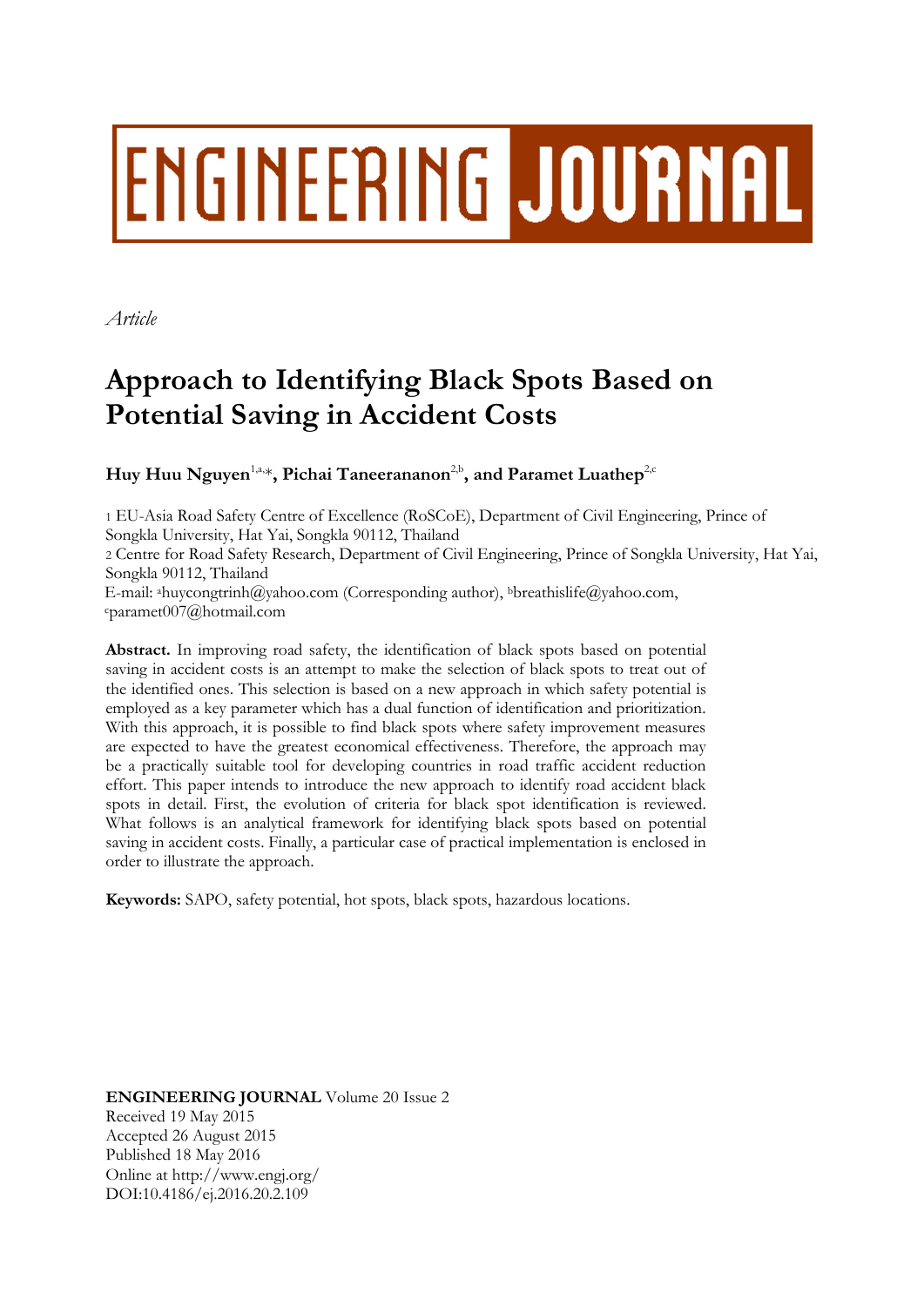# ENGINEERING JOURNAL

*Article*

# Approach to Identifying Black Spots Based on Potential Saving in Accident Costs

**Huy Huu Nguyen**[1,a,*], **Pichai Taneerananon**[2,b], **and Paramet Luathep**[2,c]

1 EU-Asia Road Safety Centre of Excellence (RoSCoE), Department of Civil Engineering, Prince of Songkla University, Hat Yai, Songkla 90112, Thailand

2 Centre for Road Safety Research, Department of Civil Engineering, Prince of Songkla University, Hat Yai, Songkla 90112, Thailand

E-mail: [a]huycongtrinh@yahoo.com (Corresponding author), [b]breathislife@yahoo.com, [c]paramet007@hotmail.com

**Abstract.** In improving road safety, the identification of black spots based on potential saving in accident costs is an attempt to make the selection of black spots to treat out of the identified ones. This selection is based on a new approach in which safety potential is employed as a key parameter which has a dual function of identification and prioritization. With this approach, it is possible to find black spots where safety improvement measures are expected to have the greatest economical effectiveness. Therefore, the approach may be a practically suitable tool for developing countries in road traffic accident reduction effort. This paper intends to introduce the new approach to identify road accident black spots in detail. First, the evolution of criteria for black spot identification is reviewed. What follows is an analytical framework for identifying black spots based on potential saving in accident costs. Finally, a particular case of practical implementation is enclosed in order to illustrate the approach.

**Keywords:** SAPO, safety potential, hot spots, black spots, hazardous locations.

**ENGINEERING JOURNAL** Volume 20 Issue 2  
Received 19 May 2015  
Accepted 26 August 2015  
Published 18 May 2016  
Online at http://www.engj.org/  
DOI:10.4186/ej.2016.20.2.109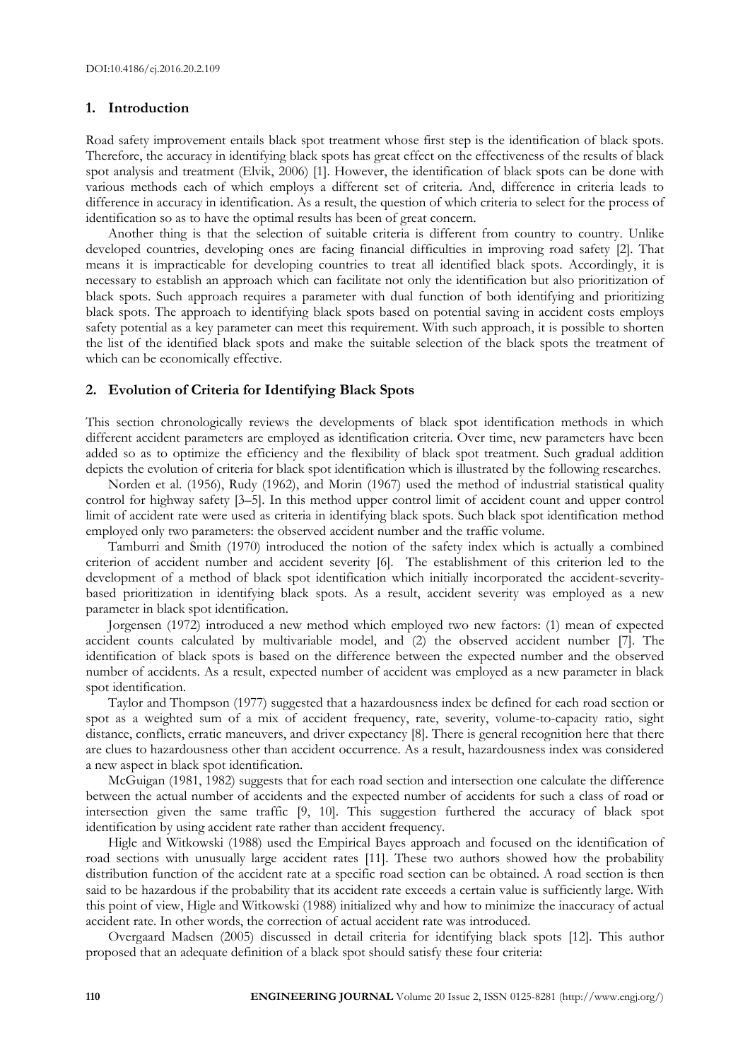## 1. Introduction

Road safety improvement entails black spot treatment whose first step is the identification of black spots. Therefore, the accuracy in identifying black spots has great effect on the effectiveness of the results of black spot analysis and treatment (Elvik, 2006) [1]. However, the identification of black spots can be done with various methods each of which employs a different set of criteria. And, difference in criteria leads to difference in accuracy in identification. As a result, the question of which criteria to select for the process of identification so as to have the optimal results has been of great concern.

Another thing is that the selection of suitable criteria is different from country to country. Unlike developed countries, developing ones are facing financial difficulties in improving road safety [2]. That means it is impracticable for developing countries to treat all identified black spots. Accordingly, it is necessary to establish an approach which can facilitate not only the identification but also prioritization of black spots. Such approach requires a parameter with dual function of both identifying and prioritizing black spots. The approach to identifying black spots based on potential saving in accident costs employs safety potential as a key parameter can meet this requirement. With such approach, it is possible to shorten the list of the identified black spots and make the suitable selection of the black spots the treatment of which can be economically effective.

## 2. Evolution of Criteria for Identifying Black Spots

This section chronologically reviews the developments of black spot identification methods in which different accident parameters are employed as identification criteria. Over time, new parameters have been added so as to optimize the efficiency and the flexibility of black spot treatment. Such gradual addition depicts the evolution of criteria for black spot identification which is illustrated by the following researches.

Norden et al. (1956), Rudy (1962), and Morin (1967) used the method of industrial statistical quality control for highway safety [3–5]. In this method upper control limit of accident count and upper control limit of accident rate were used as criteria in identifying black spots. Such black spot identification method employed only two parameters: the observed accident number and the traffic volume.

Tamburri and Smith (1970) introduced the notion of the safety index which is actually a combined criterion of accident number and accident severity [6]. The establishment of this criterion led to the development of a method of black spot identification which initially incorporated the accident-severity-based prioritization in identifying black spots. As a result, accident severity was employed as a new parameter in black spot identification.

Jorgensen (1972) introduced a new method which employed two new factors: (1) mean of expected accident counts calculated by multivariable model, and (2) the observed accident number [7]. The identification of black spots is based on the difference between the expected number and the observed number of accidents. As a result, expected number of accident was employed as a new parameter in black spot identification.

Taylor and Thompson (1977) suggested that a hazardousness index be defined for each road section or spot as a weighted sum of a mix of accident frequency, rate, severity, volume-to-capacity ratio, sight distance, conflicts, erratic maneuvers, and driver expectancy [8]. There is general recognition here that there are clues to hazardousness other than accident occurrence. As a result, hazardousness index was considered a new aspect in black spot identification.

McGuigan (1981, 1982) suggests that for each road section and intersection one calculate the difference between the actual number of accidents and the expected number of accidents for such a class of road or intersection given the same traffic [9, 10]. This suggestion furthered the accuracy of black spot identification by using accident rate rather than accident frequency.

Higle and Witkowski (1988) used the Empirical Bayes approach and focused on the identification of road sections with unusually large accident rates [11]. These two authors showed how the probability distribution function of the accident rate at a specific road section can be obtained. A road section is then said to be hazardous if the probability that its accident rate exceeds a certain value is sufficiently large. With this point of view, Higle and Witkowski (1988) initialized why and how to minimize the inaccuracy of actual accident rate. In other words, the correction of actual accident rate was introduced.

Overgaard Madsen (2005) discussed in detail criteria for identifying black spots [12]. This author proposed that an adequate definition of a black spot should satisfy these four criteria: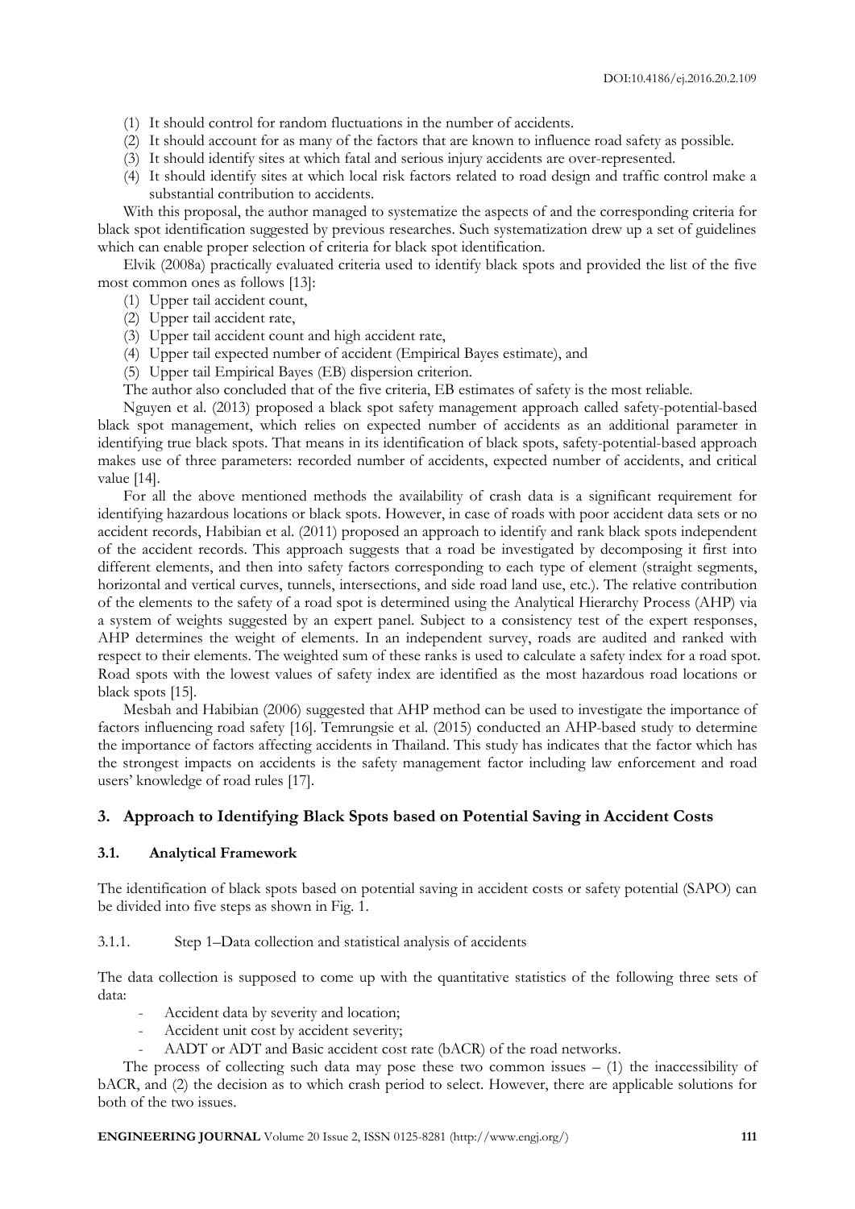(1) It should control for random fluctuations in the number of accidents.
(2) It should account for as many of the factors that are known to influence road safety as possible.
(3) It should identify sites at which fatal and serious injury accidents are over-represented.
(4) It should identify sites at which local risk factors related to road design and traffic control make a substantial contribution to accidents.

With this proposal, the author managed to systematize the aspects of and the corresponding criteria for black spot identification suggested by previous researches. Such systematization drew up a set of guidelines which can enable proper selection of criteria for black spot identification.

Elvik (2008a) practically evaluated criteria used to identify black spots and provided the list of the five most common ones as follows [13]:

(1) Upper tail accident count,
(2) Upper tail accident rate,
(3) Upper tail accident count and high accident rate,
(4) Upper tail expected number of accident (Empirical Bayes estimate), and
(5) Upper tail Empirical Bayes (EB) dispersion criterion.

The author also concluded that of the five criteria, EB estimates of safety is the most reliable.

Nguyen et al. (2013) proposed a black spot safety management approach called safety-potential-based black spot management, which relies on expected number of accidents as an additional parameter in identifying true black spots. That means in its identification of black spots, safety-potential-based approach makes use of three parameters: recorded number of accidents, expected number of accidents, and critical value [14].

For all the above mentioned methods the availability of crash data is a significant requirement for identifying hazardous locations or black spots. However, in case of roads with poor accident data sets or no accident records, Habibian et al. (2011) proposed an approach to identify and rank black spots independent of the accident records. This approach suggests that a road be investigated by decomposing it first into different elements, and then into safety factors corresponding to each type of element (straight segments, horizontal and vertical curves, tunnels, intersections, and side road land use, etc.). The relative contribution of the elements to the safety of a road spot is determined using the Analytical Hierarchy Process (AHP) via a system of weights suggested by an expert panel. Subject to a consistency test of the expert responses, AHP determines the weight of elements. In an independent survey, roads are audited and ranked with respect to their elements. The weighted sum of these ranks is used to calculate a safety index for a road spot. Road spots with the lowest values of safety index are identified as the most hazardous road locations or black spots [15].

Mesbah and Habibian (2006) suggested that AHP method can be used to investigate the importance of factors influencing road safety [16]. Temrungsie et al. (2015) conducted an AHP-based study to determine the importance of factors affecting accidents in Thailand. This study has indicates that the factor which has the strongest impacts on accidents is the safety management factor including law enforcement and road users' knowledge of road rules [17].

## 3. Approach to Identifying Black Spots based on Potential Saving in Accident Costs

### 3.1. Analytical Framework

The identification of black spots based on potential saving in accident costs or safety potential (SAPO) can be divided into five steps as shown in Fig. 1.

#### 3.1.1. Step 1–Data collection and statistical analysis of accidents

The data collection is supposed to come up with the quantitative statistics of the following three sets of data:

- Accident data by severity and location;
- Accident unit cost by accident severity;
- AADT or ADT and Basic accident cost rate (bACR) of the road networks.

The process of collecting such data may pose these two common issues – (1) the inaccessibility of bACR, and (2) the decision as to which crash period to select. However, there are applicable solutions for both of the two issues.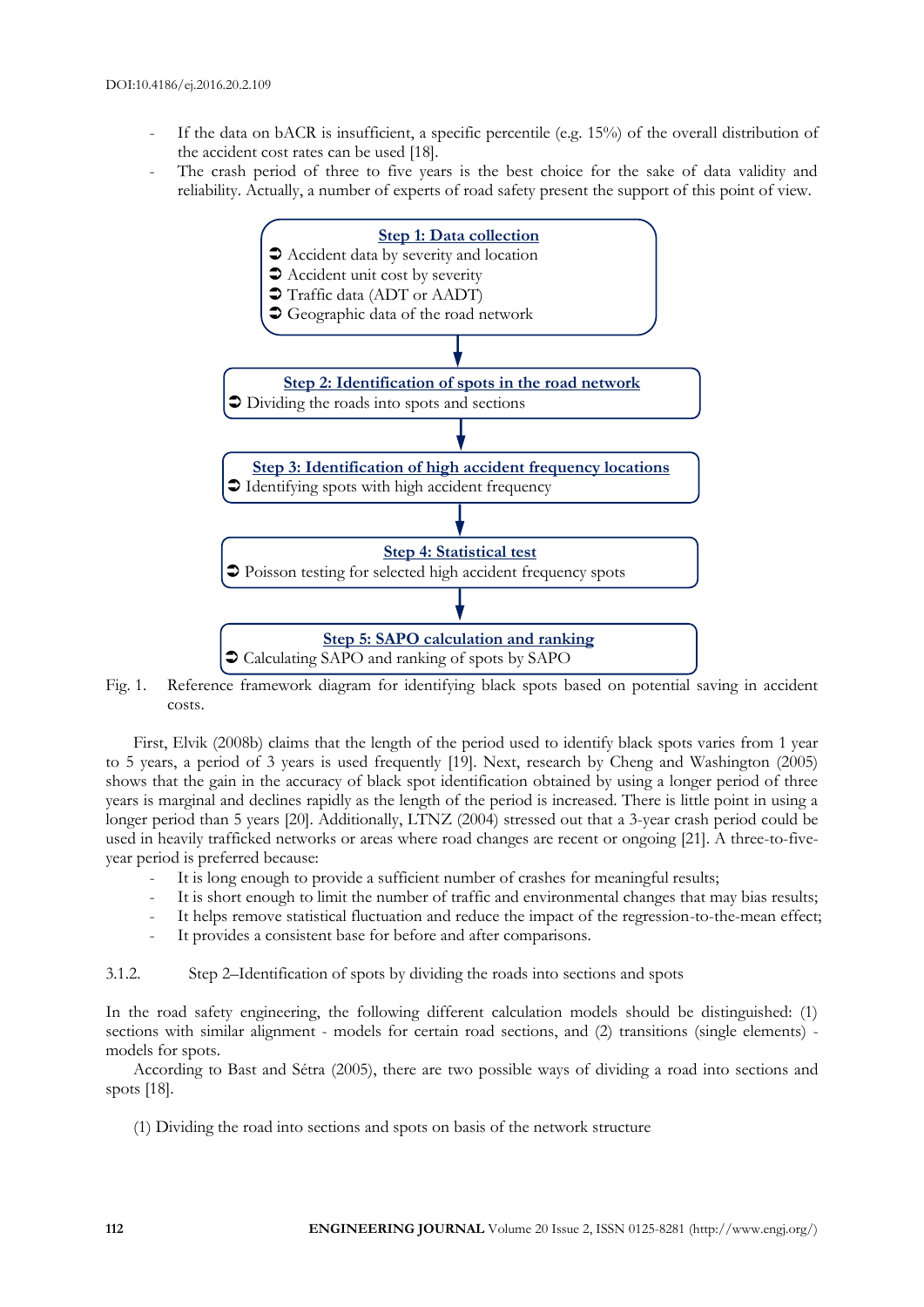- If the data on bACR is insufficient, a specific percentile (e.g. 15%) of the overall distribution of the accident cost rates can be used [18].
- The crash period of three to five years is the best choice for the sake of data validity and reliability. Actually, a number of experts of road safety present the support of this point of view.

**Step 1: Data collection**
➲ Accident data by severity and location
➲ Accident unit cost by severity
➲ Traffic data (ADT or AADT)
➲ Geographic data of the road network

↓

**Step 2: Identification of spots in the road network**
➲ Dividing the roads into spots and sections

↓

**Step 3: Identification of high accident frequency locations**
➲ Identifying spots with high accident frequency

↓

**Step 4: Statistical test**
➲ Poisson testing for selected high accident frequency spots

↓

**Step 5: SAPO calculation and ranking**
➲ Calculating SAPO and ranking of spots by SAPO

Fig. 1. Reference framework diagram for identifying black spots based on potential saving in accident costs.

First, Elvik (2008b) claims that the length of the period used to identify black spots varies from 1 year to 5 years, a period of 3 years is used frequently [19]. Next, research by Cheng and Washington (2005) shows that the gain in the accuracy of black spot identification obtained by using a longer period of three years is marginal and declines rapidly as the length of the period is increased. There is little point in using a longer period than 5 years [20]. Additionally, LTNZ (2004) stressed out that a 3-year crash period could be used in heavily trafficked networks or areas where road changes are recent or ongoing [21]. A three-to-five-year period is preferred because:

- It is long enough to provide a sufficient number of crashes for meaningful results;
- It is short enough to limit the number of traffic and environmental changes that may bias results;
- It helps remove statistical fluctuation and reduce the impact of the regression-to-the-mean effect;
- It provides a consistent base for before and after comparisons.

#### 3.1.2. Step 2–Identification of spots by dividing the roads into sections and spots

In the road safety engineering, the following different calculation models should be distinguished: (1) sections with similar alignment - models for certain road sections, and (2) transitions (single elements) - models for spots.

According to Bast and Sétra (2005), there are two possible ways of dividing a road into sections and spots [18].

(1) Dividing the road into sections and spots on basis of the network structure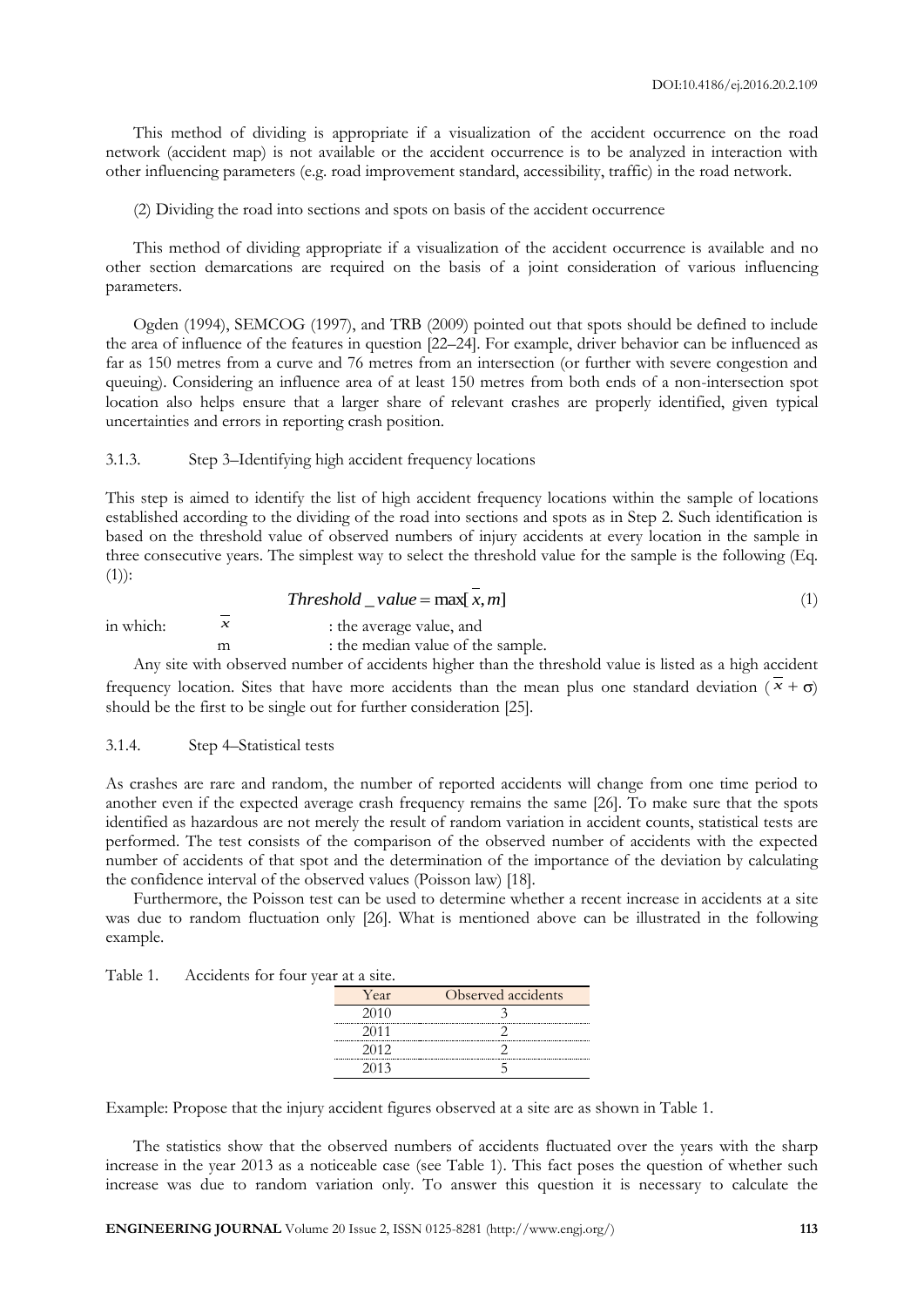This method of dividing is appropriate if a visualization of the accident occurrence on the road network (accident map) is not available or the accident occurrence is to be analyzed in interaction with other influencing parameters (e.g. road improvement standard, accessibility, traffic) in the road network.

(2) Dividing the road into sections and spots on basis of the accident occurrence

This method of dividing appropriate if a visualization of the accident occurrence is available and no other section demarcations are required on the basis of a joint consideration of various influencing parameters.

Ogden (1994), SEMCOG (1997), and TRB (2009) pointed out that spots should be defined to include the area of influence of the features in question [22–24]. For example, driver behavior can be influenced as far as 150 metres from a curve and 76 metres from an intersection (or further with severe congestion and queuing). Considering an influence area of at least 150 metres from both ends of a non-intersection spot location also helps ensure that a larger share of relevant crashes are properly identified, given typical uncertainties and errors in reporting crash position.

### 3.1.3. Step 3–Identifying high accident frequency locations

This step is aimed to identify the list of high accident frequency locations within the sample of locations established according to the dividing of the road into sections and spots as in Step 2. Such identification is based on the threshold value of observed numbers of injury accidents at every location in the sample in three consecutive years. The simplest way to select the threshold value for the sample is the following (Eq. (1)):

$$Threshold\_value = \max[\bar{x}, m] \quad (1)$$

in which: $\bar{x}$ : the average value, and
m : the median value of the sample.

Any site with observed number of accidents higher than the threshold value is listed as a high accident frequency location. Sites that have more accidents than the mean plus one standard deviation ($\bar{x} + \sigma$) should be the first to be single out for further consideration [25].

### 3.1.4. Step 4–Statistical tests

As crashes are rare and random, the number of reported accidents will change from one time period to another even if the expected average crash frequency remains the same [26]. To make sure that the spots identified as hazardous are not merely the result of random variation in accident counts, statistical tests are performed. The test consists of the comparison of the observed number of accidents with the expected number of accidents of that spot and the determination of the importance of the deviation by calculating the confidence interval of the observed values (Poisson law) [18].

Furthermore, the Poisson test can be used to determine whether a recent increase in accidents at a site was due to random fluctuation only [26]. What is mentioned above can be illustrated in the following example.

Table 1. Accidents for four year at a site.

| Year | Observed accidents |
|---|---|
| 2010 | 3 |
| 2011 | 2 |
| 2012 | 2 |
| 2013 | 5 |

Example: Propose that the injury accident figures observed at a site are as shown in Table 1.

The statistics show that the observed numbers of accidents fluctuated over the years with the sharp increase in the year 2013 as a noticeable case (see Table 1). This fact poses the question of whether such increase was due to random variation only. To answer this question it is necessary to calculate the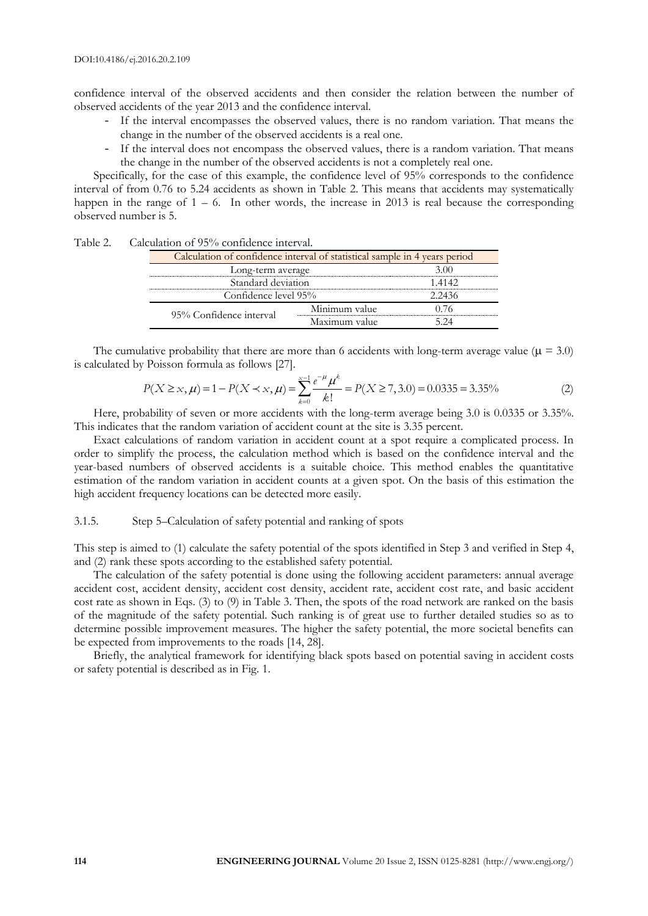confidence interval of the observed accidents and then consider the relation between the number of observed accidents of the year 2013 and the confidence interval.

- If the interval encompasses the observed values, there is no random variation. That means the change in the number of the observed accidents is a real one.
- If the interval does not encompass the observed values, there is a random variation. That means the change in the number of the observed accidents is not a completely real one.

Specifically, for the case of this example, the confidence level of 95% corresponds to the confidence interval of from 0.76 to 5.24 accidents as shown in Table 2. This means that accidents may systematically happen in the range of 1 – 6. In other words, the increase in 2013 is real because the corresponding observed number is 5.

Table 2. Calculation of 95% confidence interval.

| Calculation of confidence interval of statistical sample in 4 years period | | |
|---|---|---|
| Long-term average | | 3.00 |
| Standard deviation | | 1.4142 |
| Confidence level 95% | | 2.2436 |
| 95% Confidence interval | Minimum value | 0.76 |
| | Maximum value | 5.24 |

The cumulative probability that there are more than 6 accidents with long-term average value ($\mu = 3.0$) is calculated by Poisson formula as follows [27].

$$P(X \geq x, \mu) = 1 - P(X \prec x, \mu) = \sum_{k=0}^{x-1} \frac{e^{-\mu} \mu^{k}}{k!} = P(X \geq 7, 3.0) = 0.0335 = 3.35\% \tag{2}$$

Here, probability of seven or more accidents with the long-term average being 3.0 is 0.0335 or 3.35%. This indicates that the random variation of accident count at the site is 3.35 percent.

Exact calculations of random variation in accident count at a spot require a complicated process. In order to simplify the process, the calculation method which is based on the confidence interval and the year-based numbers of observed accidents is a suitable choice. This method enables the quantitative estimation of the random variation in accident counts at a given spot. On the basis of this estimation the high accident frequency locations can be detected more easily.

### 3.1.5. Step 5–Calculation of safety potential and ranking of spots

This step is aimed to (1) calculate the safety potential of the spots identified in Step 3 and verified in Step 4, and (2) rank these spots according to the established safety potential.

The calculation of the safety potential is done using the following accident parameters: annual average accident cost, accident density, accident cost density, accident rate, accident cost rate, and basic accident cost rate as shown in Eqs. (3) to (9) in Table 3. Then, the spots of the road network are ranked on the basis of the magnitude of the safety potential. Such ranking is of great use to further detailed studies so as to determine possible improvement measures. The higher the safety potential, the more societal benefits can be expected from improvements to the roads [14, 28].

Briefly, the analytical framework for identifying black spots based on potential saving in accident costs or safety potential is described as in Fig. 1.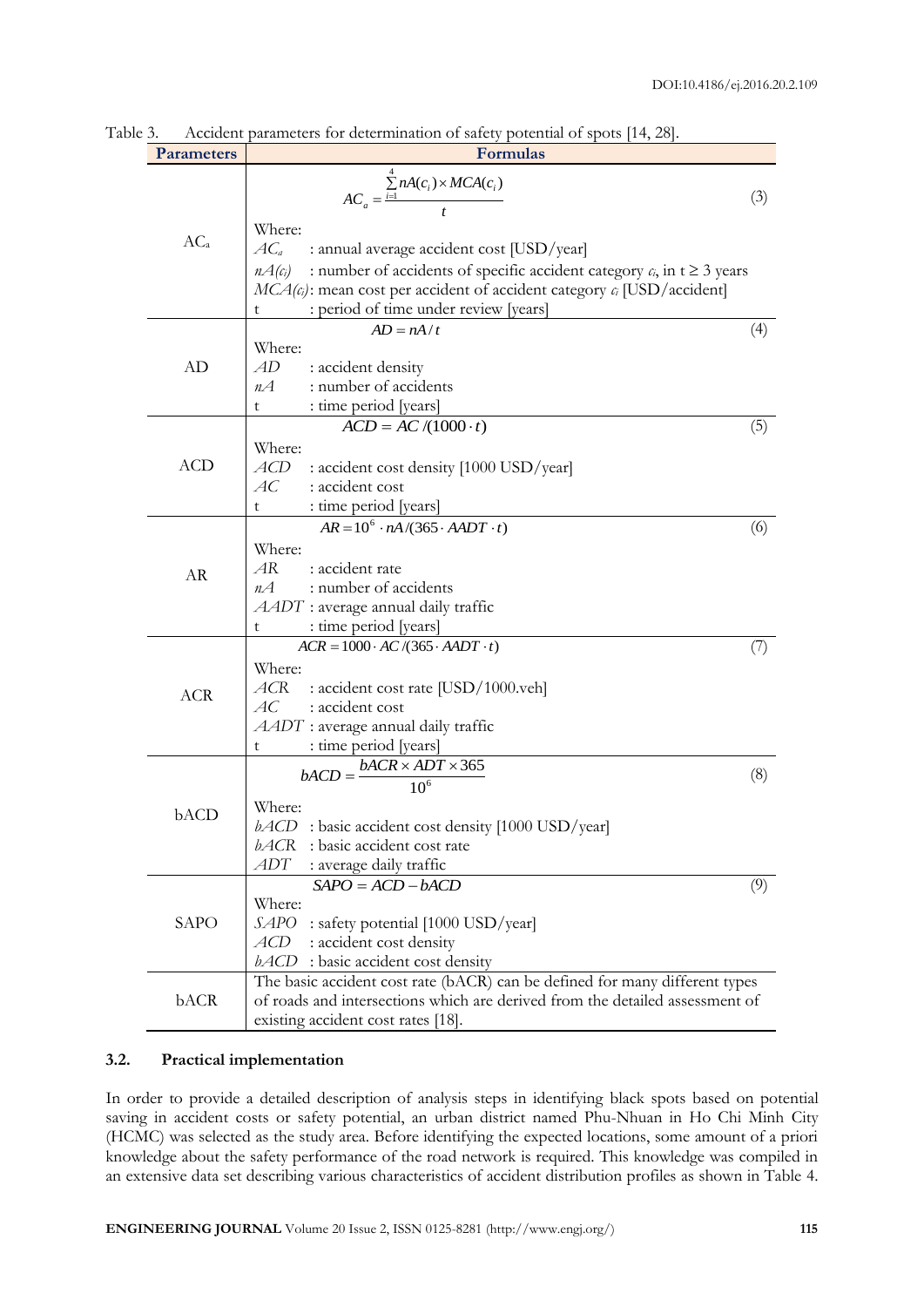Table 3. Accident parameters for determination of safety potential of spots [14, 28].

| Parameters | Formulas |
|---|---|
| $AC_a$ | $$AC_a = \frac{\sum_{i=1}^{4} nA(c_i) \times MCA(c_i)}{t} \quad (3)$$ Where: $AC_a$ : annual average accident cost [USD/year]; $nA(c_i)$ : number of accidents of specific accident category $c_i$, in $t \geq 3$ years; $MCA(c_i)$: mean cost per accident of accident category $c_i$ [USD/accident]; t : period of time under review [years] |
| AD | $$AD = nA/t \quad (4)$$ Where: $AD$ : accident density; $nA$ : number of accidents; t : time period [years] |
| ACD | $$ACD = AC/(1000 \cdot t) \quad (5)$$ Where: $ACD$ : accident cost density [1000 USD/year]; $AC$ : accident cost; t : time period [years] |
| AR | $$AR = 10^6 \cdot nA/(365 \cdot AADT \cdot t) \quad (6)$$ Where: $AR$ : accident rate; $nA$ : number of accidents; $AADT$ : average annual daily traffic; t : time period [years] |
| ACR | $$ACR = 1000 \cdot AC/(365 \cdot AADT \cdot t) \quad (7)$$ Where: $ACR$ : accident cost rate [USD/1000.veh]; $AC$ : accident cost; $AADT$ : average annual daily traffic; t : time period [years] |
| bACD | $$bACD = \frac{bACR \times ADT \times 365}{10^6} \quad (8)$$ Where: $bACD$ : basic accident cost density [1000 USD/year]; $bACR$ : basic accident cost rate; $ADT$ : average daily traffic |
| SAPO | $$SAPO = ACD - bACD \quad (9)$$ Where: $SAPO$ : safety potential [1000 USD/year]; $ACD$ : accident cost density; $bACD$ : basic accident cost density |
| bACR | The basic accident cost rate (bACR) can be defined for many different types of roads and intersections which are derived from the detailed assessment of existing accident cost rates [18]. |

### 3.2. Practical implementation

In order to provide a detailed description of analysis steps in identifying black spots based on potential saving in accident costs or safety potential, an urban district named Phu-Nhuan in Ho Chi Minh City (HCMC) was selected as the study area. Before identifying the expected locations, some amount of a priori knowledge about the safety performance of the road network is required. This knowledge was compiled in an extensive data set describing various characteristics of accident distribution profiles as shown in Table 4.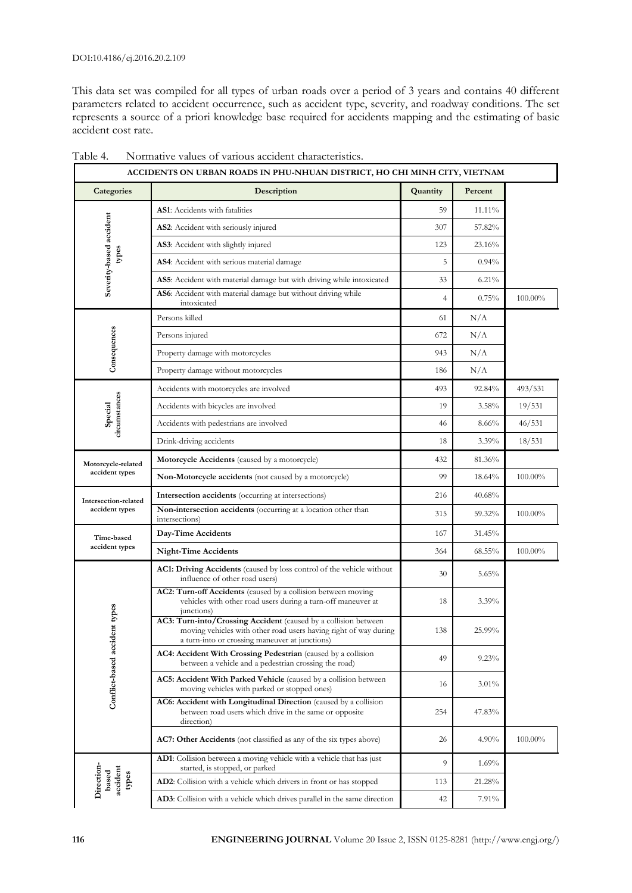DOI:10.4186/ej.2016.20.2.109

This data set was compiled for all types of urban roads over a period of 3 years and contains 40 different parameters related to accident occurrence, such as accident type, severity, and roadway conditions. The set represents a source of a priori knowledge base required for accidents mapping and the estimating of basic accident cost rate.

Table 4. Normative values of various accident characteristics.

| ACCIDENTS ON URBAN ROADS IN PHU-NHUAN DISTRICT, HO CHI MINH CITY, VIETNAM | | | | |
|---|---|---|---|---|
| **Categories** | **Description** | **Quantity** | **Percent** | |
| Severity-based accident types | **AS1**: Accidents with fatalities | 59 | 11.11% | |
| | **AS2**: Accident with seriously injured | 307 | 57.82% | |
| | **AS3**: Accident with slightly injured | 123 | 23.16% | |
| | **AS4**: Accident with serious material damage | 5 | 0.94% | |
| | **AS5**: Accident with material damage but with driving while intoxicated | 33 | 6.21% | |
| | **AS6**: Accident with material damage but without driving while intoxicated | 4 | 0.75% | 100.00% |
| Consequences | Persons killed | 61 | N/A | |
| | Persons injured | 672 | N/A | |
| | Property damage with motorcycles | 943 | N/A | |
| | Property damage without motorcycles | 186 | N/A | |
| Special circumstances | Accidents with motorcycles are involved | 493 | 92.84% | 493/531 |
| | Accidents with bicycles are involved | 19 | 3.58% | 19/531 |
| | Accidents with pedestrians are involved | 46 | 8.66% | 46/531 |
| | Drink-driving accidents | 18 | 3.39% | 18/531 |
| Motorcycle-related accident types | **Motorcycle Accidents** (caused by a motorcycle) | 432 | 81.36% | |
| | **Non-Motorcycle accidents** (not caused by a motorcycle) | 99 | 18.64% | 100.00% |
| Intersection-related accident types | **Intersection accidents** (occurring at intersections) | 216 | 40.68% | |
| | **Non-intersection accidents** (occurring at a location other than intersections) | 315 | 59.32% | 100.00% |
| Time-based accident types | **Day-Time Accidents** | 167 | 31.45% | |
| | **Night-Time Accidents** | 364 | 68.55% | 100.00% |
| Conflict-based accident types | **AC1: Driving Accidents** (caused by loss control of the vehicle without influence of other road users) | 30 | 5.65% | |
| | **AC2: Turn-off Accidents** (caused by a collision between moving vehicles with other road users during a turn-off maneuver at junctions) | 18 | 3.39% | |
| | **AC3: Turn-into/Crossing Accident** (caused by a collision between moving vehicles with other road users having right of way during a turn-into or crossing maneuver at junctions) | 138 | 25.99% | |
| | **AC4: Accident With Crossing Pedestrian** (caused by a collision between a vehicle and a pedestrian crossing the road) | 49 | 9.23% | |
| | **AC5: Accident With Parked Vehicle** (caused by a collision between moving vehicles with parked or stopped ones) | 16 | 3.01% | |
| | **AC6: Accident with Longitudinal Direction** (caused by a collision between road users which drive in the same or opposite direction) | 254 | 47.83% | |
| | **AC7: Other Accidents** (not classified as any of the six types above) | 26 | 4.90% | 100.00% |
| Direction-based accident types | **AD1**: Collision between a moving vehicle with a vehicle that has just started, is stopped, or parked | 9 | 1.69% | |
| | **AD2**: Collision with a vehicle which drivers in front or has stopped | 113 | 21.28% | |
| | **AD3**: Collision with a vehicle which drives parallel in the same direction | 42 | 7.91% | |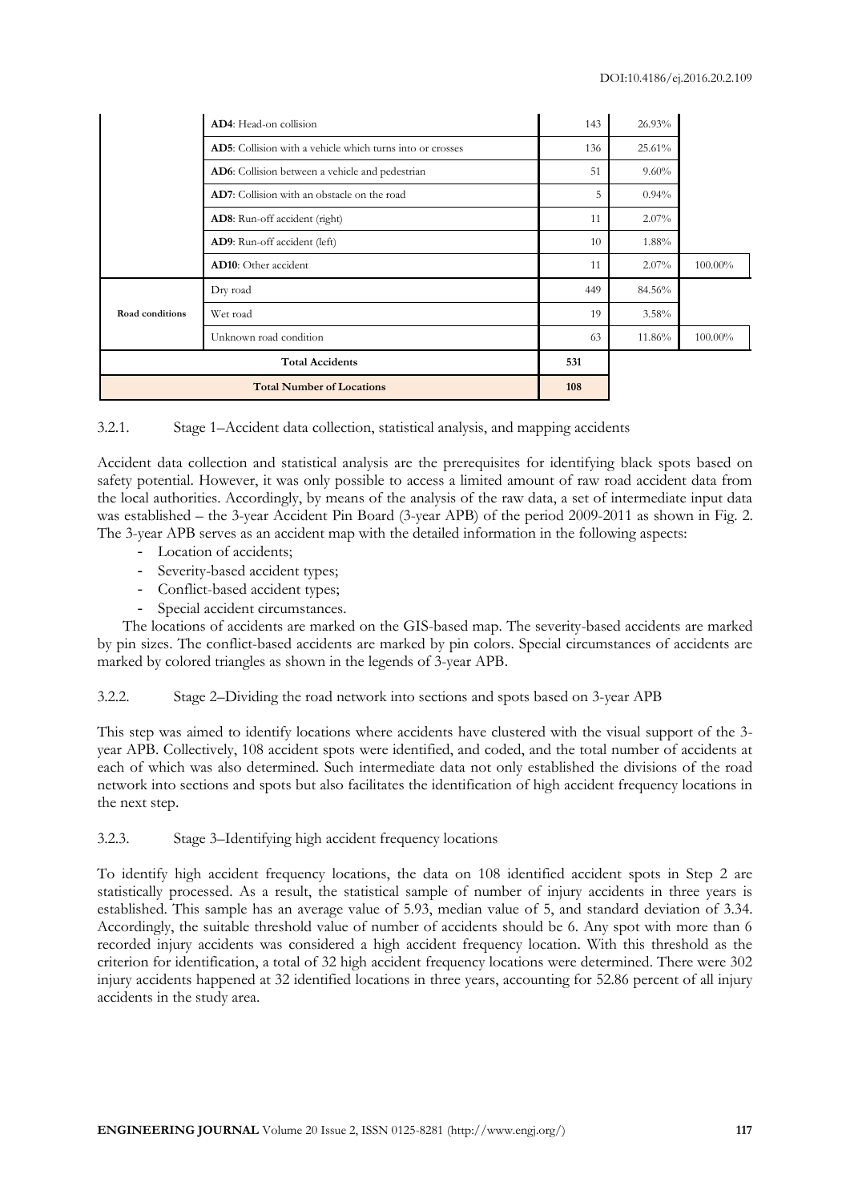| | | | | |
|---|---|---|---|---|
| | **AD4**: Head-on collision | 143 | 26.93% | |
| | **AD5**: Collision with a vehicle which turns into or crosses | 136 | 25.61% | |
| | **AD6**: Collision between a vehicle and pedestrian | 51 | 9.60% | |
| | **AD7**: Collision with an obstacle on the road | 5 | 0.94% | |
| | **AD8**: Run-off accident (right) | 11 | 2.07% | |
| | **AD9**: Run-off accident (left) | 10 | 1.88% | |
| | **AD10**: Other accident | 11 | 2.07% | 100.00% |
| **Road conditions** | Dry road | 449 | 84.56% | |
| | Wet road | 19 | 3.58% | |
| | Unknown road condition | 63 | 11.86% | 100.00% |
| **Total Accidents** | | 531 | | |
| **Total Number of Locations** | | 108 | | |

3.2.1. Stage 1–Accident data collection, statistical analysis, and mapping accidents

Accident data collection and statistical analysis are the prerequisites for identifying black spots based on safety potential. However, it was only possible to access a limited amount of raw road accident data from the local authorities. Accordingly, by means of the analysis of the raw data, a set of intermediate input data was established – the 3-year Accident Pin Board (3-year APB) of the period 2009-2011 as shown in Fig. 2. The 3-year APB serves as an accident map with the detailed information in the following aspects:

- Location of accidents;
- Severity-based accident types;
- Conflict-based accident types;
- Special accident circumstances.

The locations of accidents are marked on the GIS-based map. The severity-based accidents are marked by pin sizes. The conflict-based accidents are marked by pin colors. Special circumstances of accidents are marked by colored triangles as shown in the legends of 3-year APB.

3.2.2. Stage 2–Dividing the road network into sections and spots based on 3-year APB

This step was aimed to identify locations where accidents have clustered with the visual support of the 3-year APB. Collectively, 108 accident spots were identified, and coded, and the total number of accidents at each of which was also determined. Such intermediate data not only established the divisions of the road network into sections and spots but also facilitates the identification of high accident frequency locations in the next step.

3.2.3. Stage 3–Identifying high accident frequency locations

To identify high accident frequency locations, the data on 108 identified accident spots in Step 2 are statistically processed. As a result, the statistical sample of number of injury accidents in three years is established. This sample has an average value of 5.93, median value of 5, and standard deviation of 3.34. Accordingly, the suitable threshold value of number of accidents should be 6. Any spot with more than 6 recorded injury accidents was considered a high accident frequency location. With this threshold as the criterion for identification, a total of 32 high accident frequency locations were determined. There were 302 injury accidents happened at 32 identified locations in three years, accounting for 52.86 percent of all injury accidents in the study area.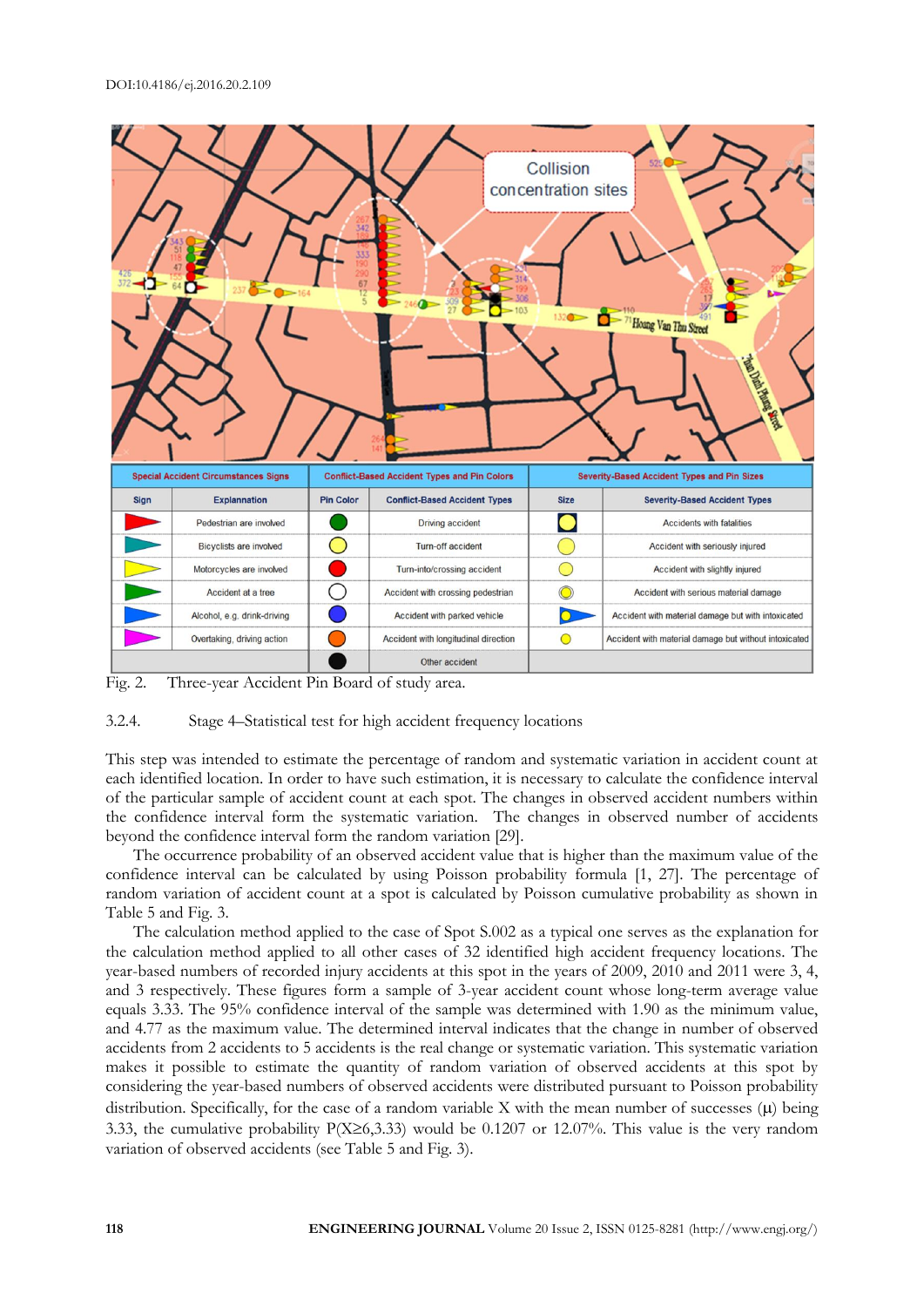DOI:10.4186/ej.2016.20.2.109

| Special Accident Circumstances Signs | | Conflict-Based Accident Types and Pin Colors | | Severity-Based Accident Types and Pin Sizes | |
|---|---|---|---|---|---|
| Sign | Explannation | Pin Color | Conflict-Based Accident Types | Size | Severity-Based Accident Types |
| | Pedestrian are involved | | Driving accident | | Accidents with fatalities |
| | Bicyclists are involved | | Turn-off accident | | Accident with seriously injured |
| | Motorcycles are involved | | Turn-into/crossing accident | | Accident with slightly injured |
| | Accident at a tree | | Accident with crossing pedestrian | | Accident with serious material damage |
| | Alcohol, e.g. drink-driving | | Accident with parked vehicle | | Accident with material damage but with intoxicated |
| | Overtaking, driving action | | Accident with longitudinal direction | | Accident with material damage but without intoxicated |
| | | | Other accident | | |

Fig. 2. Three-year Accident Pin Board of study area.

### 3.2.4. Stage 4–Statistical test for high accident frequency locations

This step was intended to estimate the percentage of random and systematic variation in accident count at each identified location. In order to have such estimation, it is necessary to calculate the confidence interval of the particular sample of accident count at each spot. The changes in observed accident numbers within the confidence interval form the systematic variation. The changes in observed number of accidents beyond the confidence interval form the random variation [29].

The occurrence probability of an observed accident value that is higher than the maximum value of the confidence interval can be calculated by using Poisson probability formula [1, 27]. The percentage of random variation of accident count at a spot is calculated by Poisson cumulative probability as shown in Table 5 and Fig. 3.

The calculation method applied to the case of Spot S.002 as a typical one serves as the explanation for the calculation method applied to all other cases of 32 identified high accident frequency locations. The year-based numbers of recorded injury accidents at this spot in the years of 2009, 2010 and 2011 were 3, 4, and 3 respectively. These figures form a sample of 3-year accident count whose long-term average value equals 3.33. The 95% confidence interval of the sample was determined with 1.90 as the minimum value, and 4.77 as the maximum value. The determined interval indicates that the change in number of observed accidents from 2 accidents to 5 accidents is the real change or systematic variation. This systematic variation makes it possible to estimate the quantity of random variation of observed accidents at this spot by considering the year-based numbers of observed accidents were distributed pursuant to Poisson probability distribution. Specifically, for the case of a random variable X with the mean number of successes ($\mu$) being 3.33, the cumulative probability $P(X\geq6,3.33)$ would be 0.1207 or 12.07%. This value is the very random variation of observed accidents (see Table 5 and Fig. 3).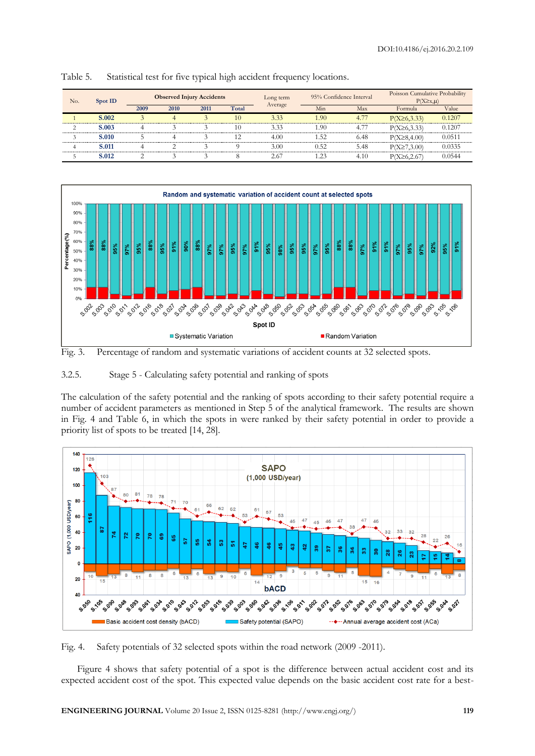Table 5. Statistical test for five typical high accident frequency locations.

| No. | Spot ID | Observed Injury Accidents | | | | Long term Average | 95% Confidence Interval | | Poisson Cumulative Probability $P(X \geq x, \mu)$ | |
|---|---|---|---|---|---|---|---|---|---|---|
| | | 2009 | 2010 | 2011 | Total | | Min | Max | Formula | Value |
| 1 | **S.002** | 3 | 4 | 3 | 10 | 3.33 | 1.90 | 4.77 | $P(X\geq 6,3.33)$ | 0.1207 |
| 2 | **S.003** | 4 | 3 | 3 | 10 | 3.33 | 1.90 | 4.77 | $P(X\geq 6,3.33)$ | 0.1207 |
| 3 | **S.010** | 5 | 4 | 3 | 12 | 4.00 | 1.52 | 6.48 | $P(X\geq 8,4.00)$ | 0.0511 |
| 4 | **S.011** | 4 | 2 | 3 | 9 | 3.00 | 0.52 | 5.48 | $P(X\geq 7,3.00)$ | 0.0335 |
| 5 | **S.012** | 2 | 3 | 3 | 8 | 2.67 | 1.23 | 4.10 | $P(X\geq 6,2.67)$ | 0.0544 |

Fig. 3. Percentage of random and systematic variations of accident counts at 32 selected spots.

3.2.5. Stage 5 - Calculating safety potential and ranking of spots

The calculation of the safety potential and the ranking of spots according to their safety potential require a number of accident parameters as mentioned in Step 5 of the analytical framework. The results are shown in Fig. 4 and Table 6, in which the spots in were ranked by their safety potential in order to provide a priority list of spots to be treated [14, 28].

Fig. 4. Safety potentials of 32 selected spots within the road network (2009 -2011).

Figure 4 shows that safety potential of a spot is the difference between actual accident cost and its expected accident cost of the spot. This expected value depends on the basic accident cost rate for a best-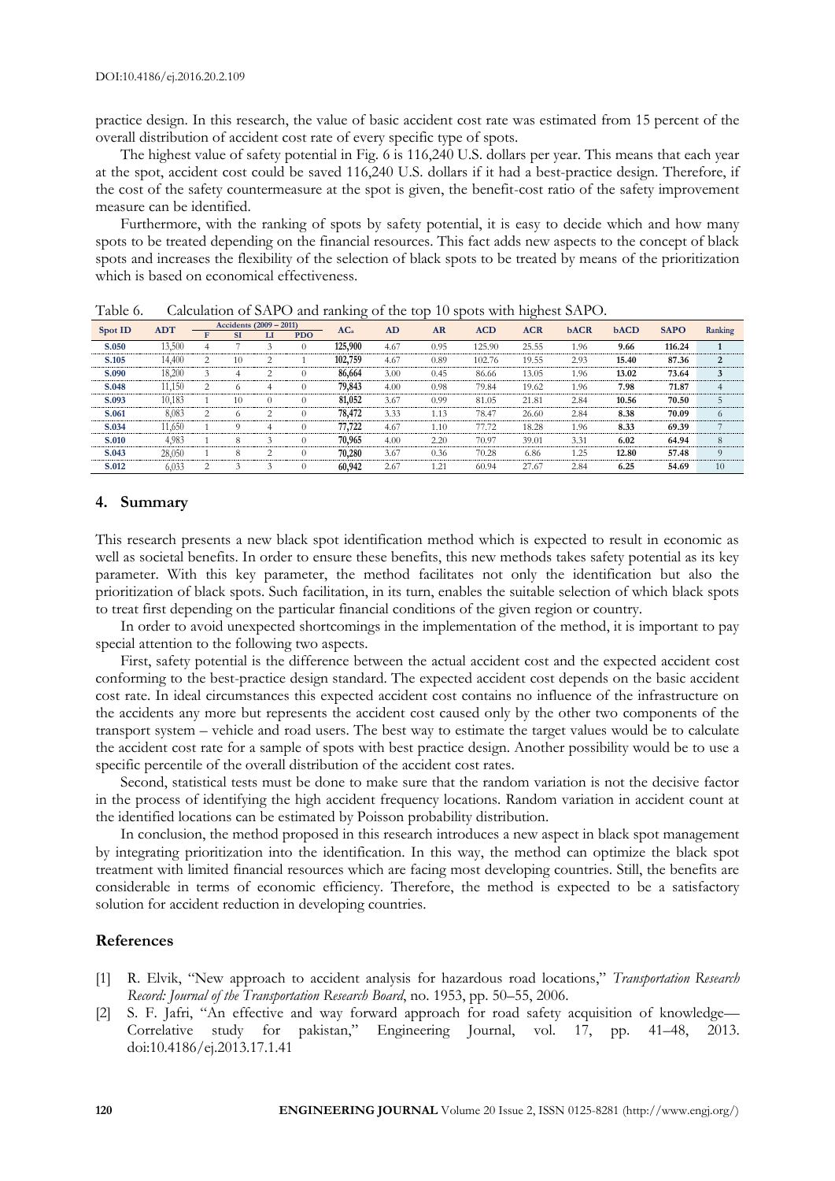DOI:10.4186/ej.2016.20.2.109

practice design. In this research, the value of basic accident cost rate was estimated from 15 percent of the overall distribution of accident cost rate of every specific type of spots.

The highest value of safety potential in Fig. 6 is 116,240 U.S. dollars per year. This means that each year at the spot, accident cost could be saved 116,240 U.S. dollars if it had a best-practice design. Therefore, if the cost of the safety countermeasure at the spot is given, the benefit-cost ratio of the safety improvement measure can be identified.

Furthermore, with the ranking of spots by safety potential, it is easy to decide which and how many spots to be treated depending on the financial resources. This fact adds new aspects to the concept of black spots and increases the flexibility of the selection of black spots to be treated by means of the prioritization which is based on economical effectiveness.

Table 6. Calculation of SAPO and ranking of the top 10 spots with highest SAPO.

| Spot ID | ADT | Accidents (2009 – 2011) | | | | $AC_a$ | AD | AR | ACD | ACR | bACR | bACD | SAPO | Ranking |
|---|---|---|---|---|---|---|---|---|---|---|---|---|---|---|
| | | F | SI | LI | PDO | | | | | | | | | |
| **S.050** | 13,500 | 4 | 7 | 3 | 0 | **125,900** | 4.67 | 0.95 | 125.90 | 25.55 | 1.96 | **9.66** | **116.24** | **1** |
| **S.105** | 14,400 | 2 | 10 | 2 | 1 | **102,759** | 4.67 | 0.89 | 102.76 | 19.55 | 2.93 | **15.40** | **87.36** | **2** |
| **S.090** | 18,200 | 3 | 4 | 2 | 0 | **86,664** | 3.00 | 0.45 | 86.66 | 13.05 | 1.96 | **13.02** | **73.64** | **3** |
| **S.048** | 11,150 | 2 | 6 | 4 | 0 | **79,843** | 4.00 | 0.98 | 79.84 | 19.62 | 1.96 | **7.98** | **71.87** | 4 |
| **S.093** | 10,183 | 1 | 10 | 0 | 0 | **81,052** | 3.67 | 0.99 | 81.05 | 21.81 | 2.84 | **10.56** | **70.50** | 5 |
| **S.061** | 8,083 | 2 | 6 | 2 | 0 | **78,472** | 3.33 | 1.13 | 78.47 | 26.60 | 2.84 | **8.38** | **70.09** | 6 |
| **S.034** | 11,650 | 1 | 9 | 4 | 0 | **77,722** | 4.67 | 1.10 | 77.72 | 18.28 | 1.96 | **8.33** | **69.39** | 7 |
| **S.010** | 4,983 | 1 | 8 | 3 | 0 | **70,965** | 4.00 | 2.20 | 70.97 | 39.01 | 3.31 | **6.02** | **64.94** | 8 |
| **S.043** | 28,050 | 1 | 8 | 2 | 0 | **70,280** | 3.67 | 0.36 | 70.28 | 6.86 | 1.25 | **12.80** | **57.48** | 9 |
| **S.012** | 6,033 | 2 | 3 | 3 | 0 | **60,942** | 2.67 | 1.21 | 60.94 | 27.67 | 2.84 | **6.25** | **54.69** | 10 |

## 4. Summary

This research presents a new black spot identification method which is expected to result in economic as well as societal benefits. In order to ensure these benefits, this new methods takes safety potential as its key parameter. With this key parameter, the method facilitates not only the identification but also the prioritization of black spots. Such facilitation, in its turn, enables the suitable selection of which black spots to treat first depending on the particular financial conditions of the given region or country.

In order to avoid unexpected shortcomings in the implementation of the method, it is important to pay special attention to the following two aspects.

First, safety potential is the difference between the actual accident cost and the expected accident cost conforming to the best-practice design standard. The expected accident cost depends on the basic accident cost rate. In ideal circumstances this expected accident cost contains no influence of the infrastructure on the accidents any more but represents the accident cost caused only by the other two components of the transport system – vehicle and road users. The best way to estimate the target values would be to calculate the accident cost rate for a sample of spots with best practice design. Another possibility would be to use a specific percentile of the overall distribution of the accident cost rates.

Second, statistical tests must be done to make sure that the random variation is not the decisive factor in the process of identifying the high accident frequency locations. Random variation in accident count at the identified locations can be estimated by Poisson probability distribution.

In conclusion, the method proposed in this research introduces a new aspect in black spot management by integrating prioritization into the identification. In this way, the method can optimize the black spot treatment with limited financial resources which are facing most developing countries. Still, the benefits are considerable in terms of economic efficiency. Therefore, the method is expected to be a satisfactory solution for accident reduction in developing countries.

## References

[1] R. Elvik, "New approach to accident analysis for hazardous road locations," *Transportation Research Record: Journal of the Transportation Research Board*, no. 1953, pp. 50–55, 2006.

[2] S. F. Jafri, "An effective and way forward approach for road safety acquisition of knowledge—Correlative study for pakistan," Engineering Journal, vol. 17, pp. 41–48, 2013. doi:10.4186/ej.2013.17.1.41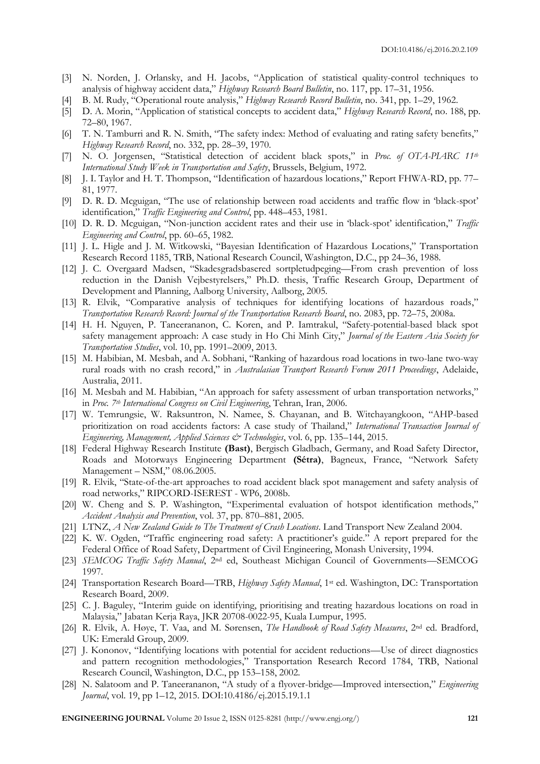[3] N. Norden, J. Orlansky, and H. Jacobs, "Application of statistical quality-control techniques to analysis of highway accident data," *Highway Research Board Bulletin*, no. 117, pp. 17–31, 1956.

[4] B. M. Rudy, "Operational route analysis," *Highway Research Record Bulletin*, no. 341, pp. 1–29, 1962.

[5] D. A. Morin, "Application of statistical concepts to accident data," *Highway Research Record*, no. 188, pp. 72–80, 1967.

[6] T. N. Tamburri and R. N. Smith, "The safety index: Method of evaluating and rating safety benefits," *Highway Research Record*, no. 332, pp. 28–39, 1970.

[7] N. O. Jorgensen, "Statistical detection of accident black spots," in *Proc. of OTA-PIARC 11th International Study Week in Transportation and Safety*, Brussels, Belgium, 1972.

[8] J. I. Taylor and H. T. Thompson, "Identification of hazardous locations," Report FHWA-RD, pp. 77–81, 1977.

[9] D. R. D. Mcguigan, "The use of relationship between road accidents and traffic flow in 'black-spot' identification," *Traffic Engineering and Control*, pp. 448–453, 1981.

[10] D. R. D. Mcguigan, "Non-junction accident rates and their use in 'black-spot' identification," *Traffic Engineering and Control*, pp. 60–65, 1982.

[11] J. L. Higle and J. M. Witkowski, "Bayesian Identification of Hazardous Locations," Transportation Research Record 1185, TRB, National Research Council, Washington, D.C., pp 24–36, 1988.

[12] J. C. Overgaard Madsen, "Skadesgradsbasered sortpletudpeging—From crash prevention of loss reduction in the Danish Vejbestyrelsers," Ph.D. thesis, Traffic Research Group, Department of Development and Planning, Aalborg University, Aalborg, 2005.

[13] R. Elvik, "Comparative analysis of techniques for identifying locations of hazardous roads," *Transportation Research Record: Journal of the Transportation Research Board*, no. 2083, pp. 72–75, 2008a.

[14] H. H. Nguyen, P. Taneerananon, C. Koren, and P. Iamtrakul, "Safety-potential-based black spot safety management approach: A case study in Ho Chi Minh City," *Journal of the Eastern Asia Society for Transportation Studies*, vol. 10, pp. 1991–2009, 2013.

[15] M. Habibian, M. Mesbah, and A. Sobhani, "Ranking of hazardous road locations in two-lane two-way rural roads with no crash record," in *Australasian Transport Research Forum 2011 Proceedings*, Adelaide, Australia, 2011.

[16] M. Mesbah and M. Habibian, "An approach for safety assessment of urban transportation networks," in *Proc. 7th International Congress on Civil Engineering*, Tehran, Iran, 2006.

[17] W. Temrungsie, W. Raksuntron, N. Namee, S. Chayanan, and B. Witchayangkoon, "AHP-based prioritization on road accidents factors: A case study of Thailand," *International Transaction Journal of Engineering, Management, Applied Sciences & Technologies*, vol. 6, pp. 135–144, 2015.

[18] Federal Highway Research Institute **(Bast)**, Bergisch Gladbach, Germany, and Road Safety Director, Roads and Motorways Engineering Department **(Sétra)**, Bagneux, France, "Network Safety Management – NSM," 08.06.2005.

[19] R. Elvik, "State-of-the-art approaches to road accident black spot management and safety analysis of road networks," RIPCORD-ISEREST - WP6, 2008b.

[20] W. Cheng and S. P. Washington, "Experimental evaluation of hotspot identification methods," *Accident Analysis and Prevention*, vol. 37, pp. 870–881, 2005.

[21] LTNZ, *A New Zealand Guide to The Treatment of Crash Locations*. Land Transport New Zealand 2004.

[22] K. W. Ogden, "Traffic engineering road safety: A practitioner's guide." A report prepared for the Federal Office of Road Safety, Department of Civil Engineering, Monash University, 1994.

[23] *SEMCOG Traffic Safety Manual*, 2nd ed, Southeast Michigan Council of Governments—SEMCOG 1997.

[24] Transportation Research Board—TRB, *Highway Safety Manual*, 1st ed. Washington, DC: Transportation Research Board, 2009.

[25] C. J. Baguley, "Interim guide on identifying, prioritising and treating hazardous locations on road in Malaysia," Jabatan Kerja Raya, JKR 20708-0022-95, Kuala Lumpur, 1995.

[26] R. Elvik, A. Høye, T. Vaa, and M. Sørensen, *The Handbook of Road Safety Measures*, 2nd ed. Bradford, UK: Emerald Group, 2009.

[27] J. Kononov, "Identifying locations with potential for accident reductions—Use of direct diagnostics and pattern recognition methodologies," Transportation Research Record 1784, TRB, National Research Council, Washington, D.C., pp 153–158, 2002.

[28] N. Salatoom and P. Taneerananon, "A study of a flyover-bridge—Improved intersection," *Engineering Journal*, vol. 19, pp 1–12, 2015. DOI:10.4186/ej.2015.19.1.1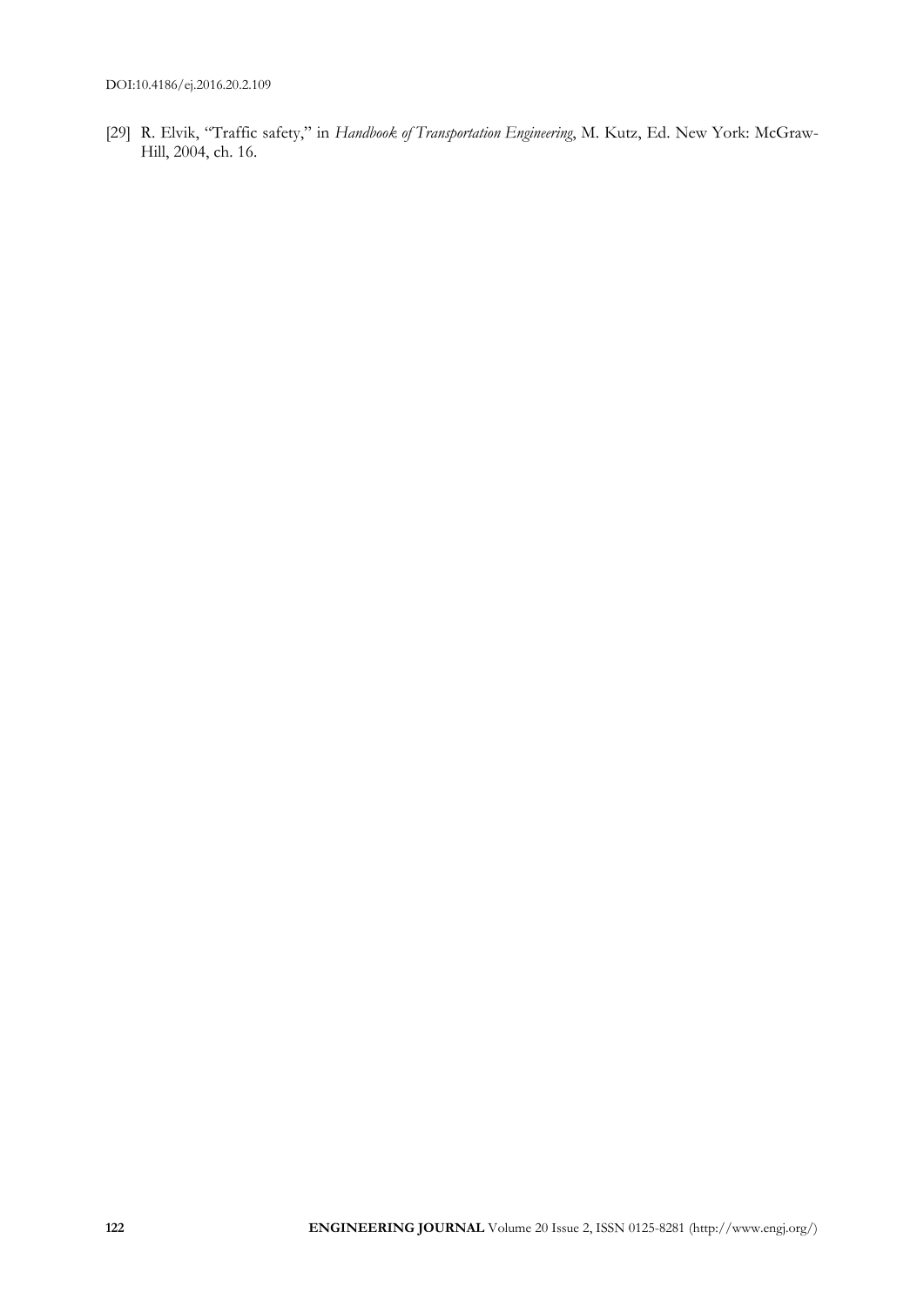[29] R. Elvik, "Traffic safety," in *Handbook of Transportation Engineering*, M. Kutz, Ed. New York: McGraw-Hill, 2004, ch. 16.